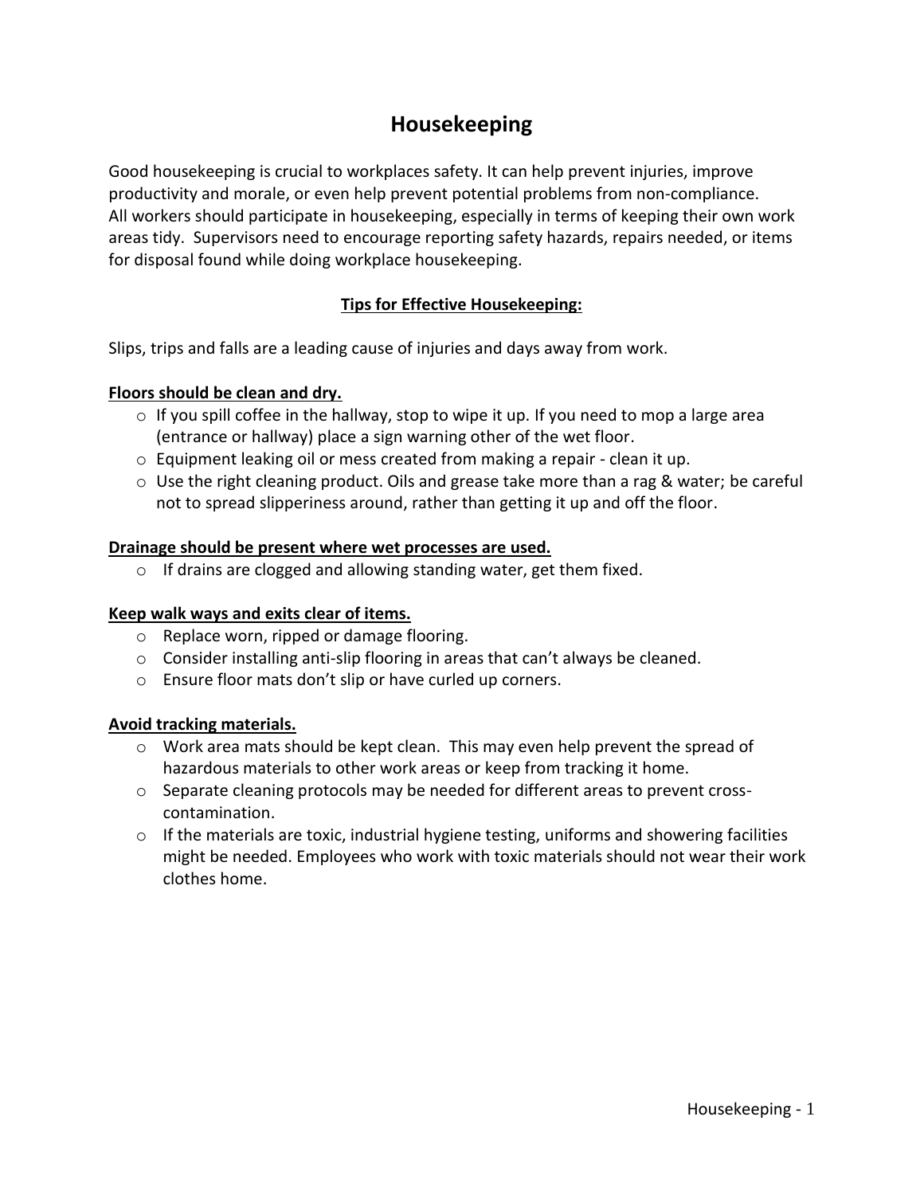# Housekeeping

Good housekeeping is crucial to workplaces safety. It can help prevent injuries, improve productivity and morale, or even help prevent potential problems from non-compliance. All workers should participate in housekeeping, especially in terms of keeping their own work areas tidy. Supervisors need to encourage reporting safety hazards, repairs needed, or items for disposal found while doing workplace housekeeping.

## Tips for Effective Housekeeping:

Slips, trips and falls are a leading cause of injuries and days away from work.

**Floors should be clean and dry.**

- If you spill coffee in the hallway, stop to wipe it up. If you need to mop a large area (entrance or hallway) place a sign warning other of the wet floor.
- Equipment leaking oil or mess created from making a repair - clean it up.
- Use the right cleaning product. Oils and grease take more than a rag & water; be careful not to spread slipperiness around, rather than getting it up and off the floor.

**Drainage should be present where wet processes are used.**

- If drains are clogged and allowing standing water, get them fixed.

**Keep walk ways and exits clear of items.**

- Replace worn, ripped or damage flooring.
- Consider installing anti-slip flooring in areas that can't always be cleaned.
- Ensure floor mats don't slip or have curled up corners.

**Avoid tracking materials.**

- Work area mats should be kept clean. This may even help prevent the spread of hazardous materials to other work areas or keep from tracking it home.
- Separate cleaning protocols may be needed for different areas to prevent cross-contamination.
- If the materials are toxic, industrial hygiene testing, uniforms and showering facilities might be needed. Employees who work with toxic materials should not wear their work clothes home.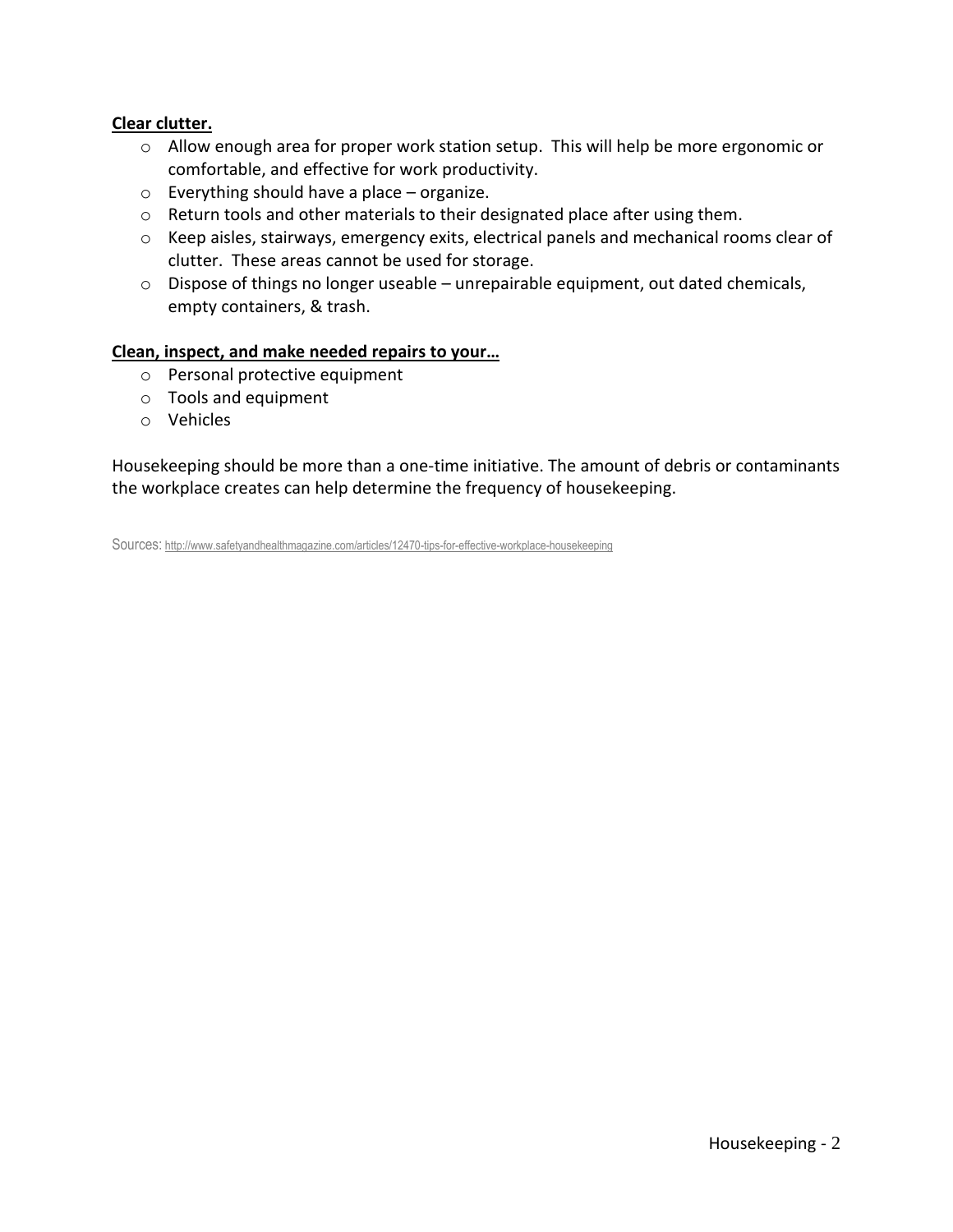**Clear clutter.**

- Allow enough area for proper work station setup. This will help be more ergonomic or comfortable, and effective for work productivity.
- Everything should have a place – organize.
- Return tools and other materials to their designated place after using them.
- Keep aisles, stairways, emergency exits, electrical panels and mechanical rooms clear of clutter. These areas cannot be used for storage.
- Dispose of things no longer useable – unrepairable equipment, out dated chemicals, empty containers, & trash.

**Clean, inspect, and make needed repairs to your…**

- Personal protective equipment
- Tools and equipment
- Vehicles

Housekeeping should be more than a one-time initiative. The amount of debris or contaminants the workplace creates can help determine the frequency of housekeeping.

Sources: http://www.safetyandhealthmagazine.com/articles/12470-tips-for-effective-workplace-housekeeping